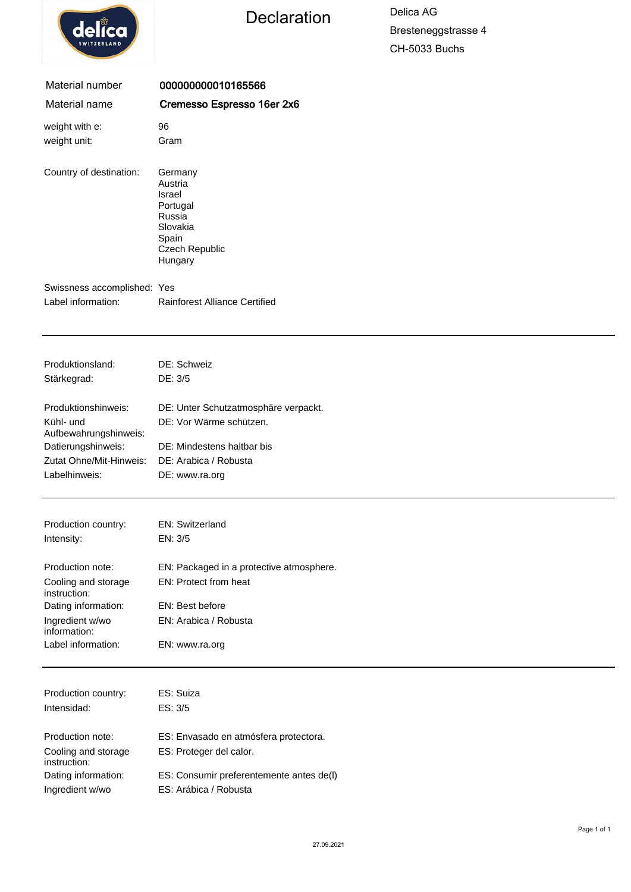delica SWITZERLAND

# Declaration

Delica AG
Bresteneggstrasse 4
CH-5033 Buchs

| | |
|---|---|
| Material number | **000000000010165566** |
| Material name | **Cremesso Espresso 16er 2x6** |

| | |
|---|---|
| weight with e: | 96 |
| weight unit: | Gram |

Country of destination:
- Germany
- Austria
- Israel
- Portugal
- Russia
- Slovakia
- Spain
- Czech Republic
- Hungary

| | |
|---|---|
| Swissness accomplished: | Yes |
| Label information: | Rainforest Alliance Certified |

---

| | |
|---|---|
| Produktionsland: | DE: Schweiz |
| Stärkegrad: | DE: 3/5 |
| Produktionshinweis: | DE: Unter Schutzatmosphäre verpackt. |
| Kühl- und Aufbewahrungshinweis: | DE: Vor Wärme schützen. |
| Datierungshinweis: | DE: Mindestens haltbar bis |
| Zutat Ohne/Mit-Hinweis: | DE: Arabica / Robusta |
| Labelhinweis: | DE: www.ra.org |

---

| | |
|---|---|
| Production country: | EN: Switzerland |
| Intensity: | EN: 3/5 |
| Production note: | EN: Packaged in a protective atmosphere. |
| Cooling and storage instruction: | EN: Protect from heat |
| Dating information: | EN: Best before |
| Ingredient w/wo information: | EN: Arabica / Robusta |
| Label information: | EN: www.ra.org |

---

| | |
|---|---|
| Production country: | ES: Suiza |
| Intensidad: | ES: 3/5 |
| Production note: | ES: Envasado en atmósfera protectora. |
| Cooling and storage instruction: | ES: Proteger del calor. |
| Dating information: | ES: Consumir preferentemente antes de(l) |
| Ingredient w/wo | ES: Arábica / Robusta |

27.09.2021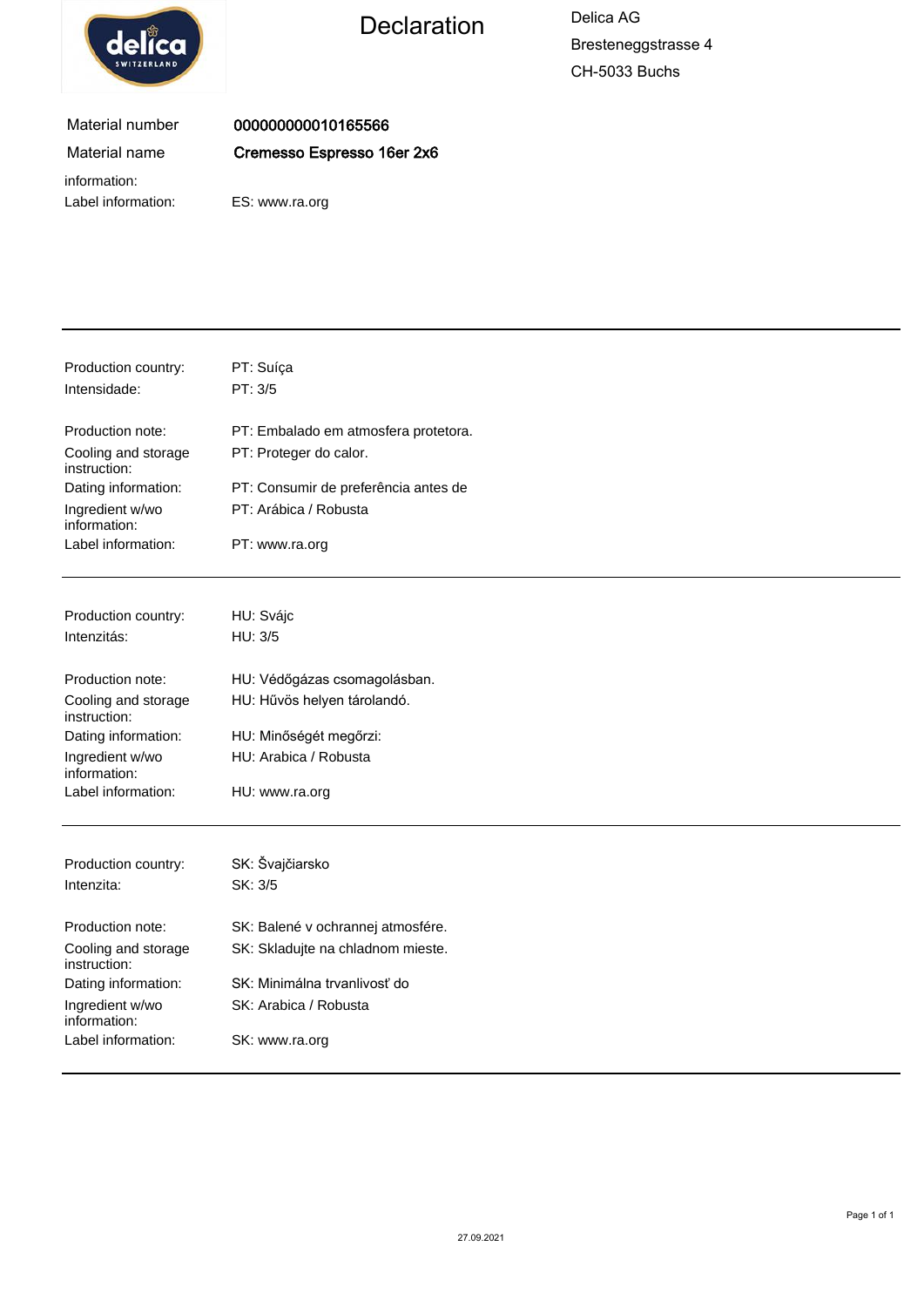# Declaration

Delica AG
Bresteneggstrasse 4
CH-5033 Buchs

| | |
|---|---|
| Material number | **000000000010165566** |
| Material name | **Cremesso Espresso 16er 2x6** |

information:

Label information: ES: www.ra.org

---

| | |
|---|---|
| Production country: | PT: Suíça |
| Intensidade: | PT: 3/5 |
| Production note: | PT: Embalado em atmosfera protetora. |
| Cooling and storage instruction: | PT: Proteger do calor. |
| Dating information: | PT: Consumir de preferência antes de |
| Ingredient w/wo information: | PT: Arábica / Robusta |
| Label information: | PT: www.ra.org |

---

| | |
|---|---|
| Production country: | HU: Svájc |
| Intenzitás: | HU: 3/5 |
| Production note: | HU: Védőgázas csomagolásban. |
| Cooling and storage instruction: | HU: Hűvös helyen tárolandó. |
| Dating information: | HU: Minőségét megőrzi: |
| Ingredient w/wo information: | HU: Arabica / Robusta |
| Label information: | HU: www.ra.org |

---

| | |
|---|---|
| Production country: | SK: Švajčiarsko |
| Intenzita: | SK: 3/5 |
| Production note: | SK: Balené v ochrannej atmosfére. |
| Cooling and storage instruction: | SK: Skladujte na chladnom mieste. |
| Dating information: | SK: Minimálna trvanlivosť do |
| Ingredient w/wo information: | SK: Arabica / Robusta |
| Label information: | SK: www.ra.org |

---

27.09.2021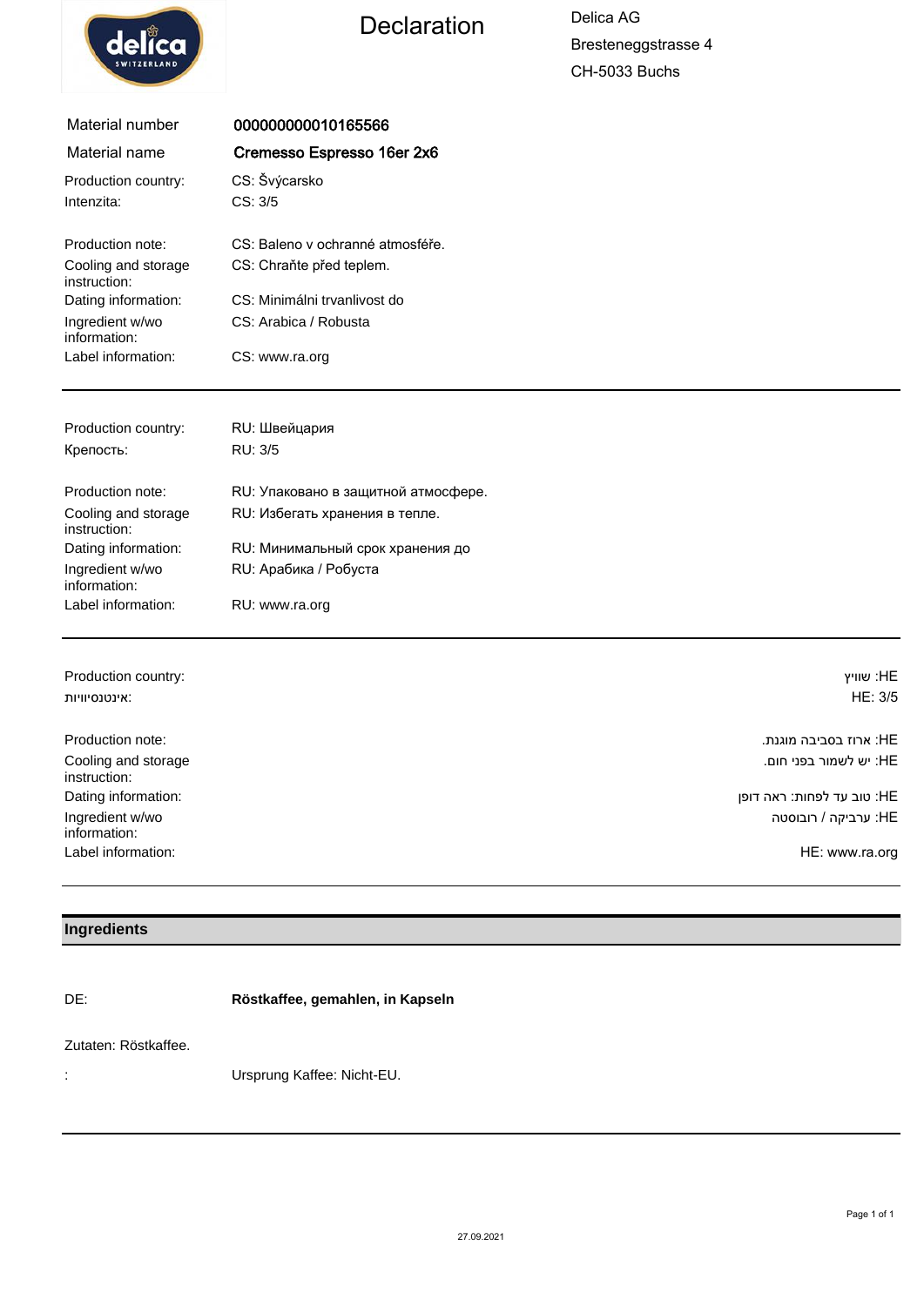# Declaration

Delica AG
Bresteneggstrasse 4
CH-5033 Buchs

| Material number | 000000000010165566 |
|---|---|
| Material name | **Cremesso Espresso 16er 2x6** |

| | |
|---|---|
| Production country: | CS: Švýcarsko |
| Intenzita: | CS: 3/5 |
| Production note: | CS: Baleno v ochranné atmosféře. |
| Cooling and storage instruction: | CS: Chraňte před teplem. |
| Dating information: | CS: Minimálni trvanlivost do |
| Ingredient w/wo information: | CS: Arabica / Robusta |
| Label information: | CS: www.ra.org |

---

| | |
|---|---|
| Production country: | RU: Швейцария |
| Крепость: | RU: 3/5 |
| Production note: | RU: Упаковано в защитной атмосфере. |
| Cooling and storage instruction: | RU: Избегать хранения в тепле. |
| Dating information: | RU: Минимальный срок хранения до |
| Ingredient w/wo information: | RU: Арабика / Робуста |
| Label information: | RU: www.ra.org |

---

| | |
|---|---|
| Production country: | HE: שוויץ |
| אינטנסיוויות: | HE: 3/5 |
| Production note: | HE: ארוז בסביבה מוגנת. |
| Cooling and storage instruction: | HE: יש לשמור בפני חום. |
| Dating information: | HE: טוב עד לפחות: ראה דופן |
| Ingredient w/wo information: | HE: ערביקה / רובוסטה |
| Label information: | HE: www.ra.org |

---

## Ingredients

DE: **Röstkaffee, gemahlen, in Kapseln**

Zutaten: Röstkaffee.

: Ursprung Kaffee: Nicht-EU.

27.09.2021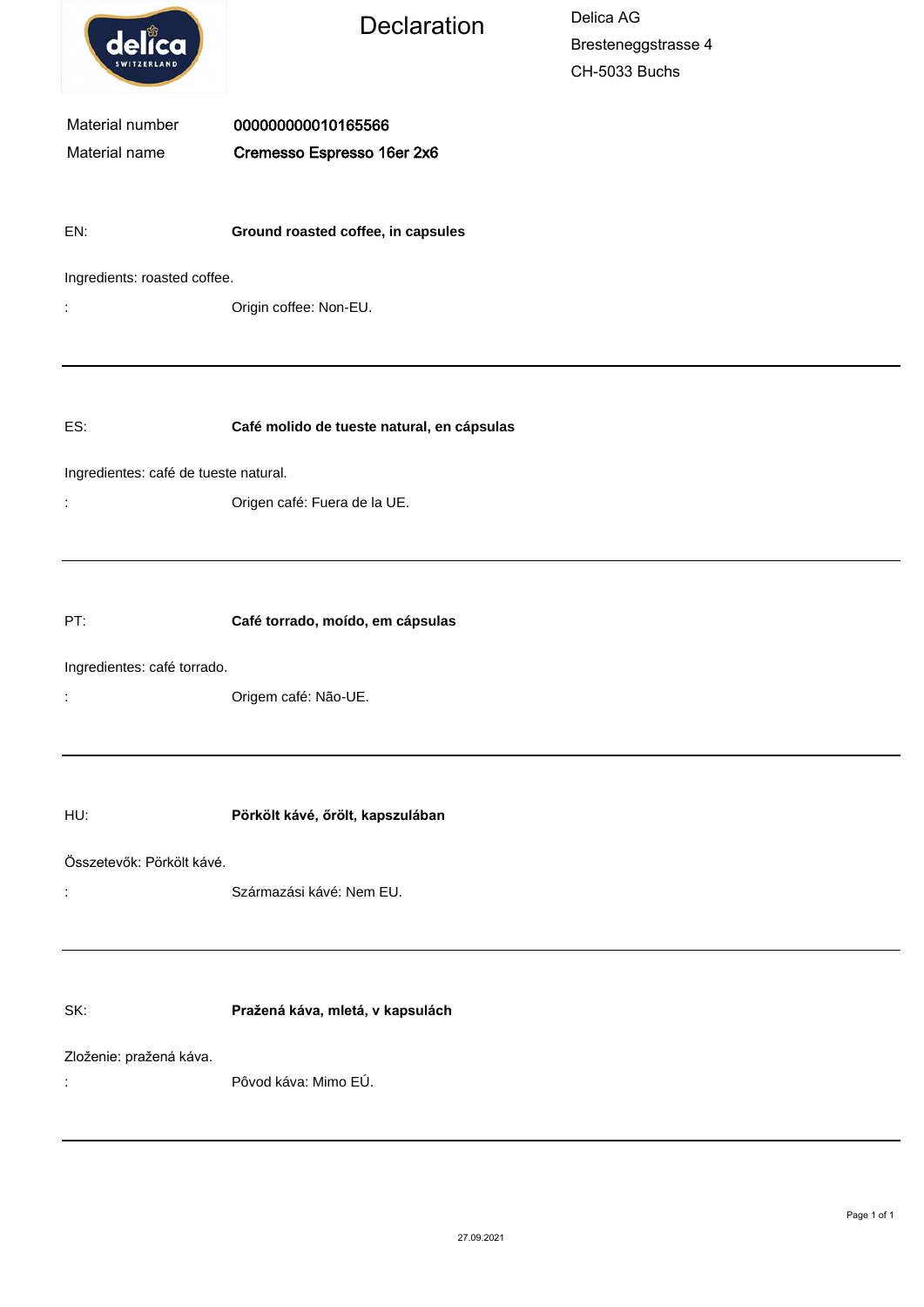# Declaration

Delica AG
Bresteneggstrasse 4
CH-5033 Buchs

| | |
|---|---|
| Material number | **000000000010165566** |
| Material name | **Cremesso Espresso 16er 2x6** |

EN: **Ground roasted coffee, in capsules**

Ingredients: roasted coffee.

: Origin coffee: Non-EU.

---

ES: **Café molido de tueste natural, en cápsulas**

Ingredientes: café de tueste natural.

: Origen café: Fuera de la UE.

---

PT: **Café torrado, moído, em cápsulas**

Ingredientes: café torrado.

: Origem café: Não-UE.

---

HU: **Pörkölt kávé, őrölt, kapszulában**

Összetevők: Pörkölt kávé.

: Származási kávé: Nem EU.

---

SK: **Pražená káva, mletá, v kapsulách**

Zloženie: pražená káva.

: Pôvod káva: Mimo EÚ.

---

27.09.2021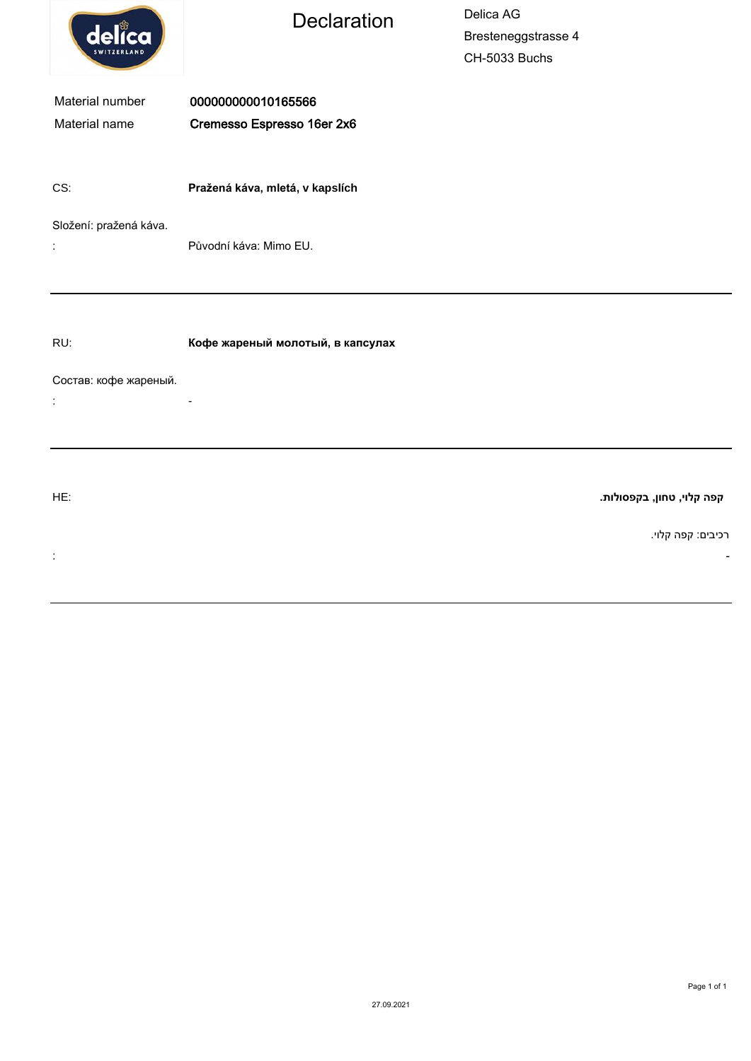# Declaration

Delica AG
Bresteneggstrasse 4
CH-5033 Buchs

| | |
|---|---|
| Material number | **000000000010165566** |
| Material name | **Cremesso Espresso 16er 2x6** |

CS: **Pražená káva, mletá, v kapslích**

Složení: pražená káva.

: Původní káva: Mimo EU.

---

RU: **Кофе жареный молотый, в капсулах**

Состав: кофе жареный.

: -

---

HE: **קפה קלוי, טחון, בקפסולות.**

רכיבים: קפה קלוי.

: -

---

27.09.2021